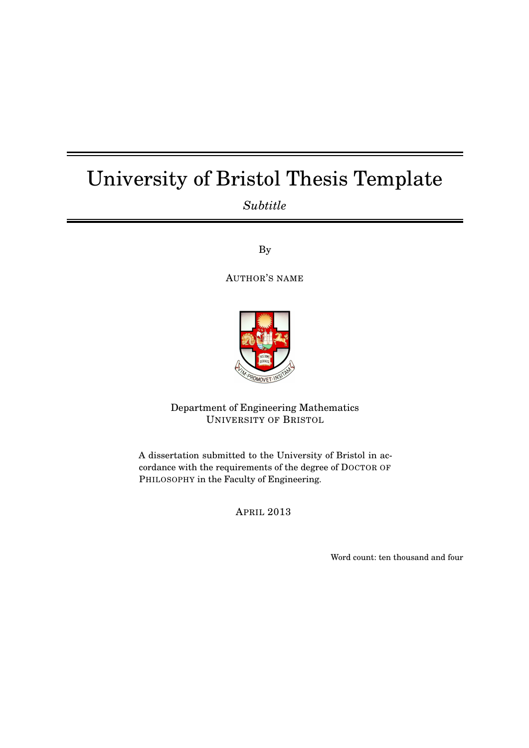# University of Bristol Thesis Template

*Subtitle*

By

AUTHOR'S NAME

Department of Engineering Mathematics
UNIVERSITY OF BRISTOL

A dissertation submitted to the University of Bristol in accordance with the requirements of the degree of DOCTOR OF PHILOSOPHY in the Faculty of Engineering.

APRIL 2013

Word count: ten thousand and four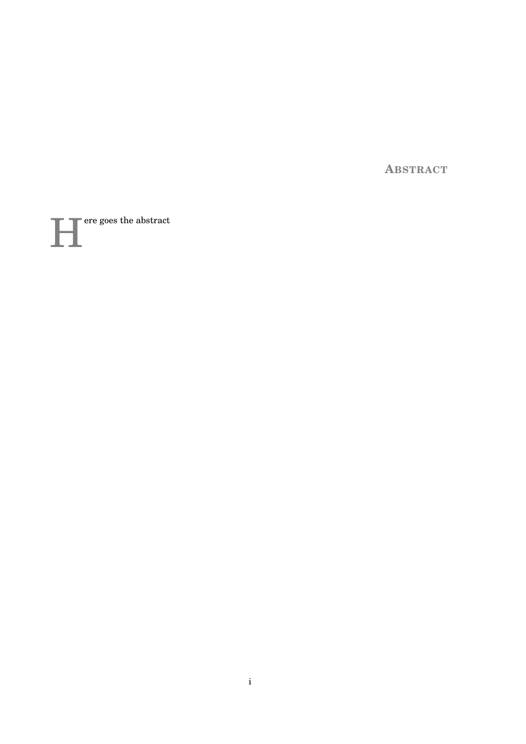# Abstract

Here goes the abstract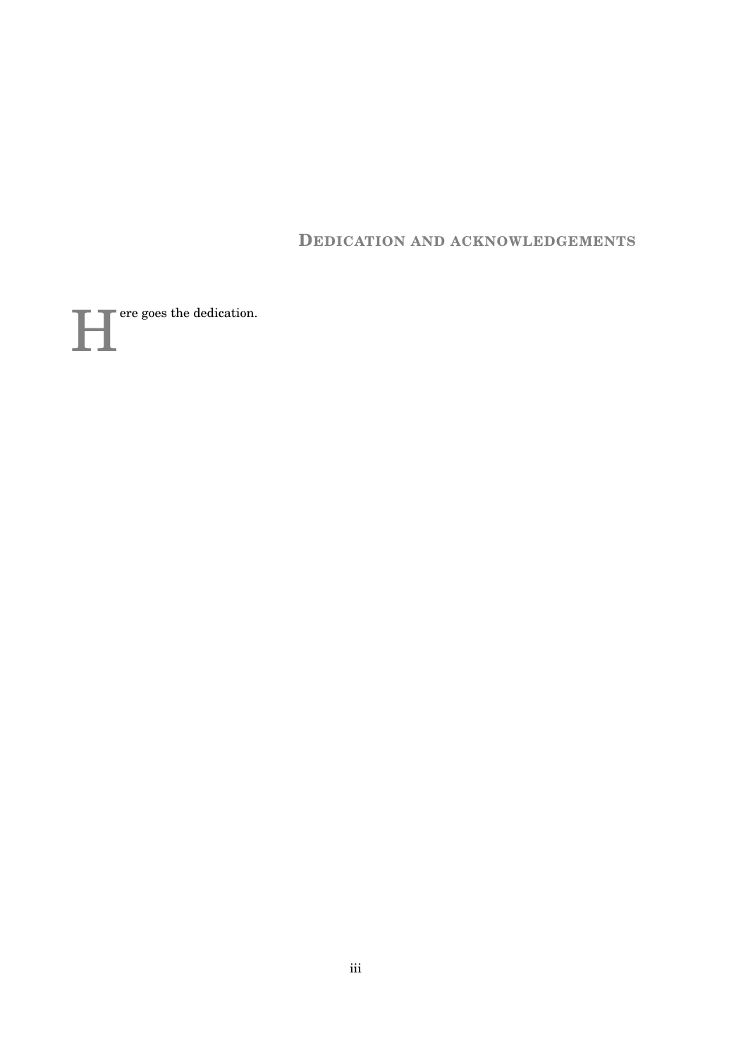# Dedication and acknowledgements

Here goes the dedication.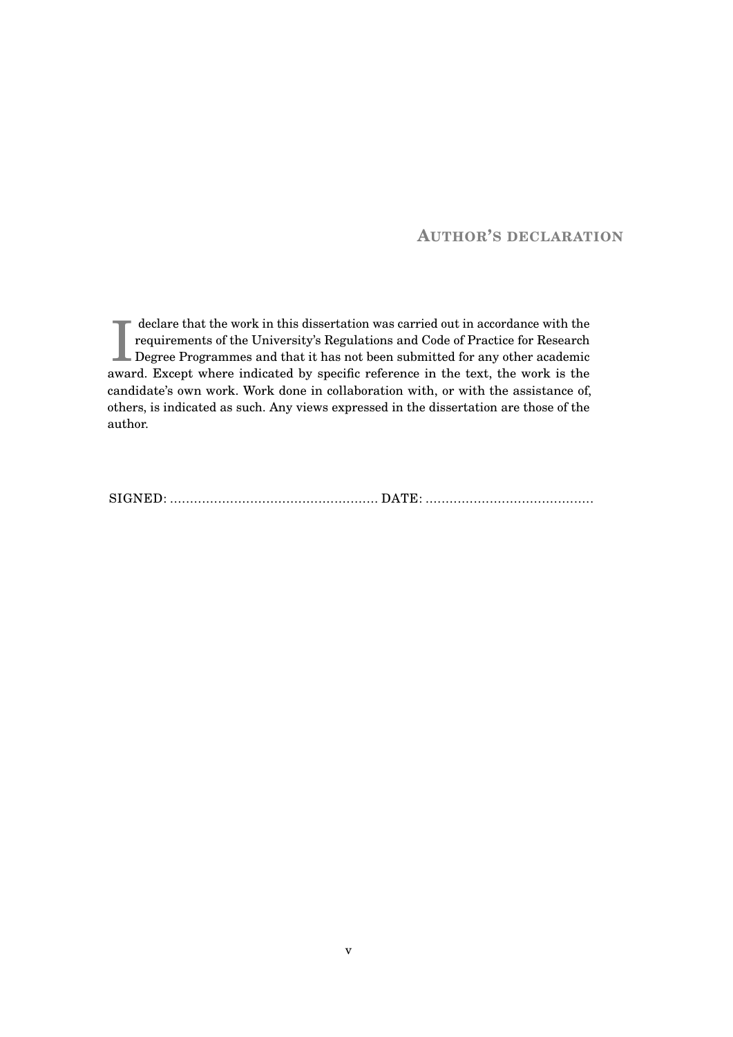# Author's declaration

I declare that the work in this dissertation was carried out in accordance with the requirements of the University's Regulations and Code of Practice for Research Degree Programmes and that it has not been submitted for any other academic award. Except where indicated by specific reference in the text, the work is the candidate's own work. Work done in collaboration with, or with the assistance of, others, is indicated as such. Any views expressed in the dissertation are those of the author.

SIGNED: .................................................... DATE: ..........................................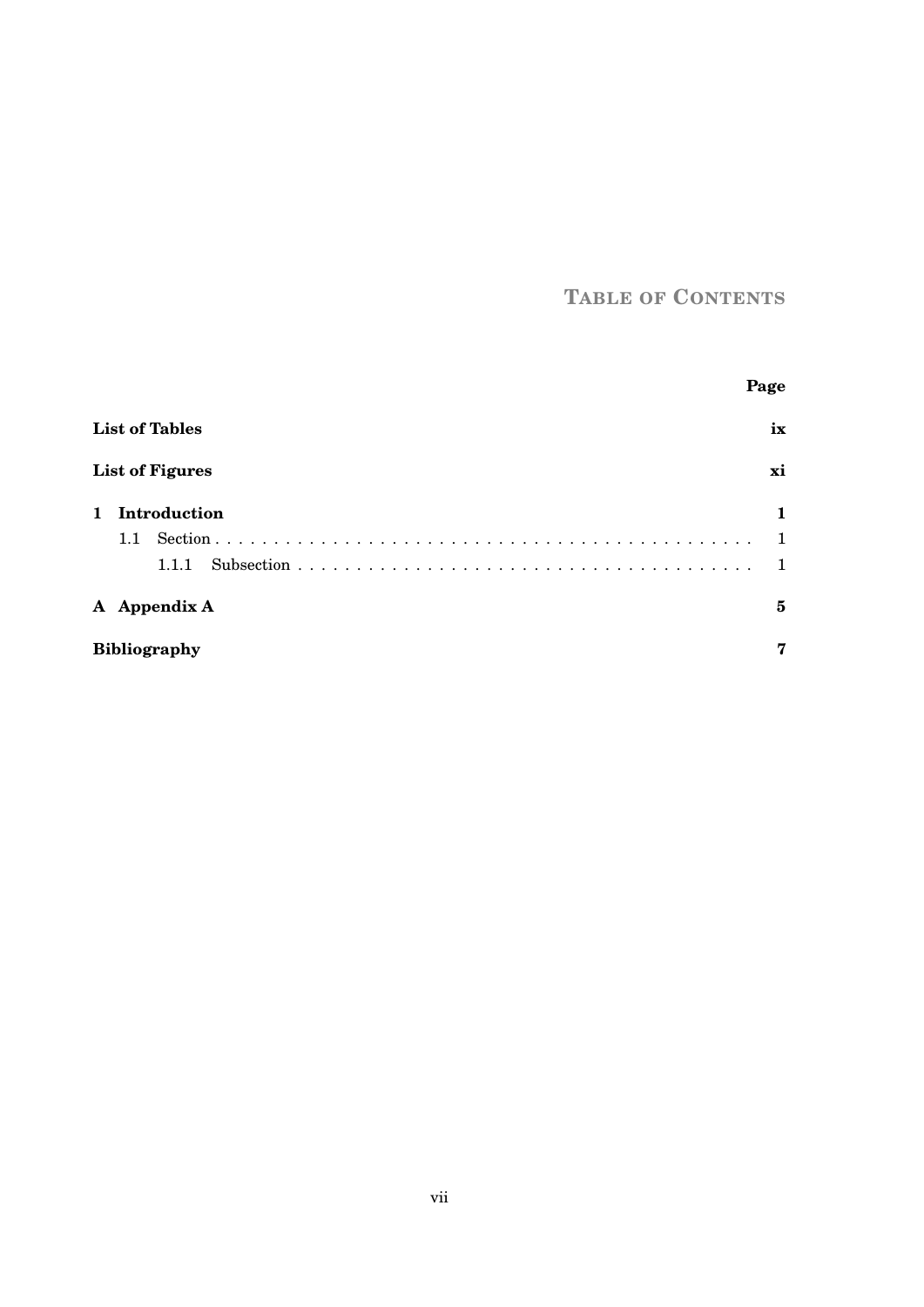# Table of Contents

| | Page |
|---|---|
| **List of Tables** | **ix** |
| **List of Figures** | **xi** |
| **1 Introduction** | **1** |
| 1.1 Section | 1 |
| 1.1.1 Subsection | 1 |
| **A Appendix A** | **5** |
| **Bibliography** | **7** |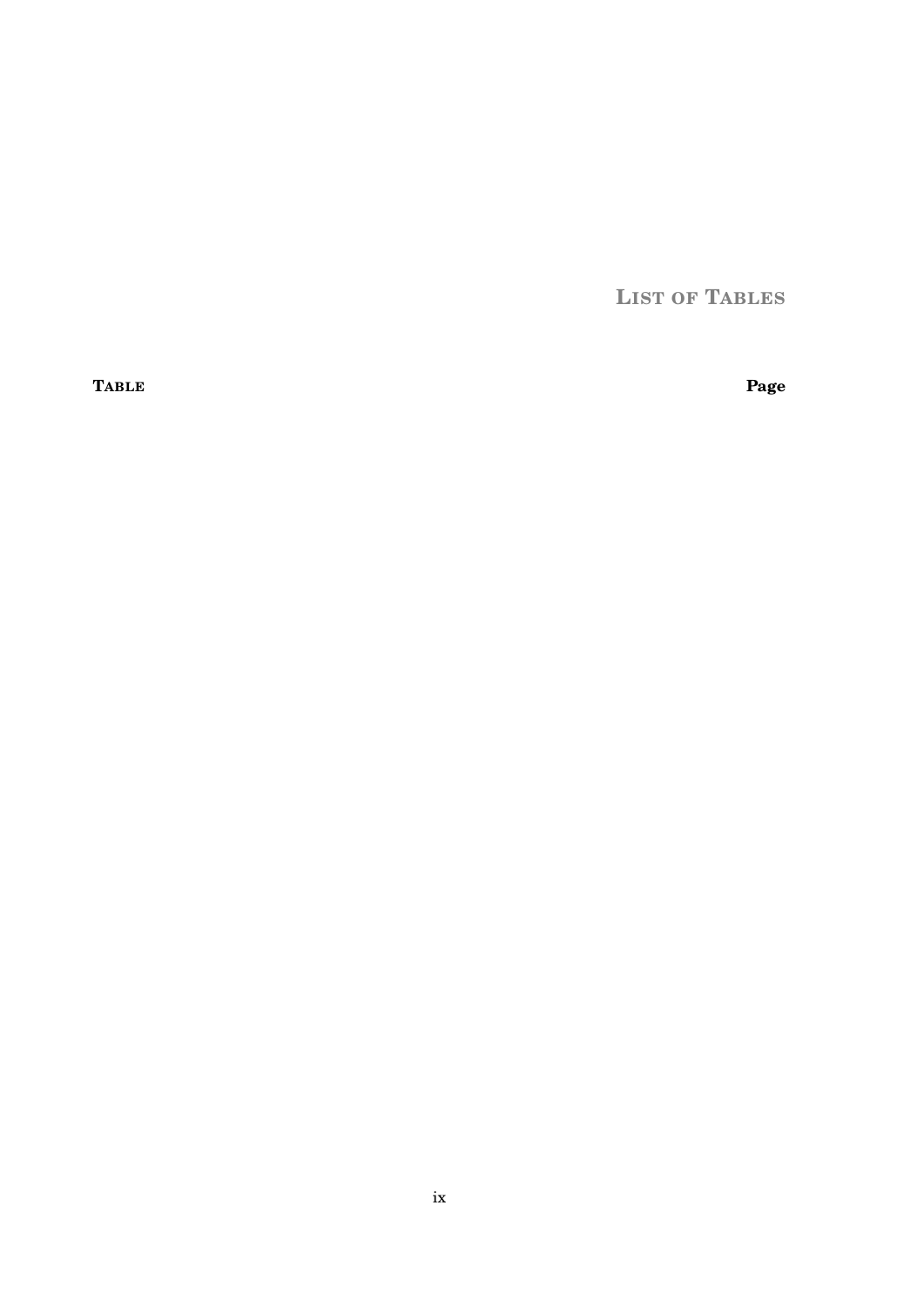# List of Tables

**Table** | **Page**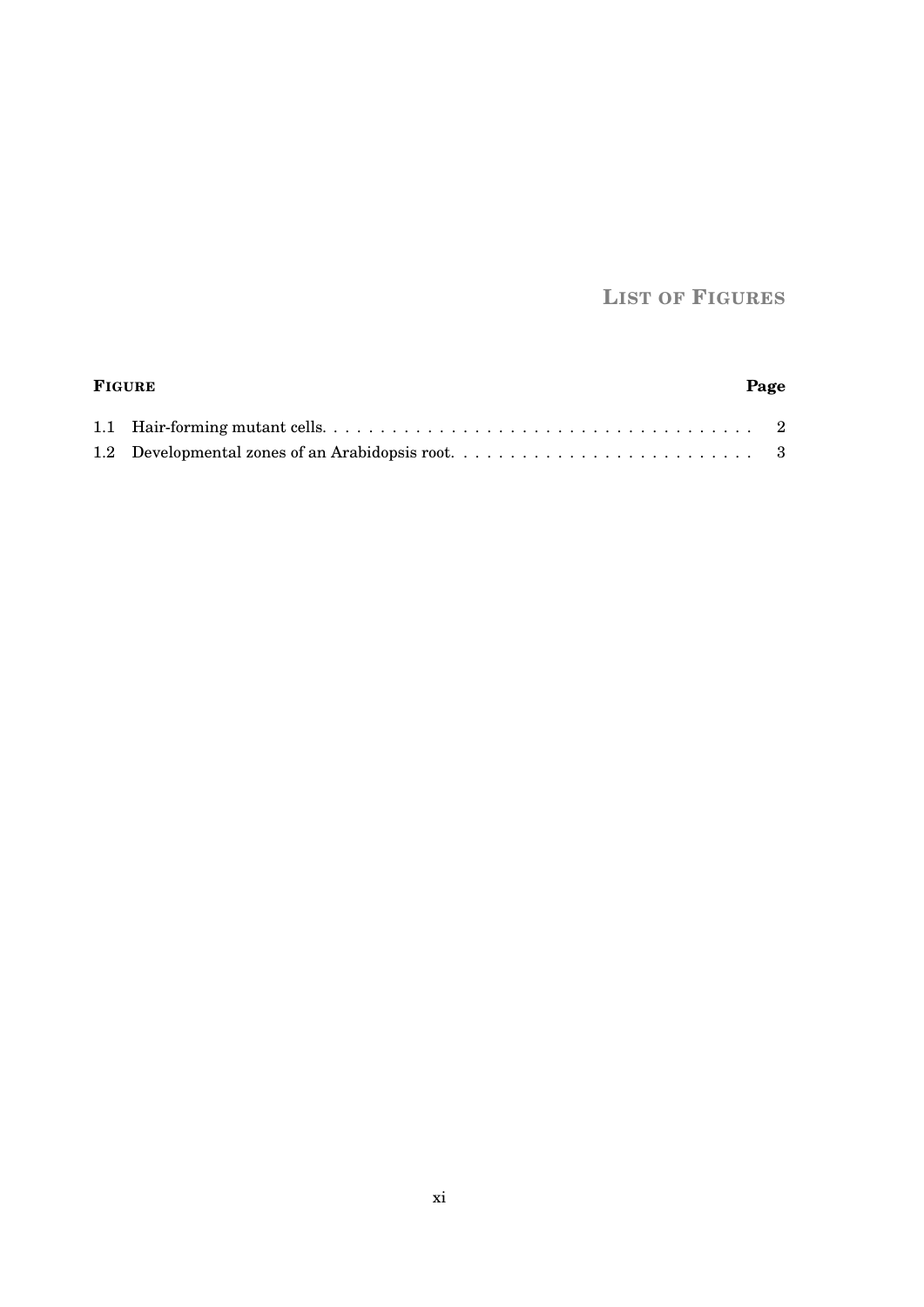# List of Figures

| Figure | | Page |
|---|---|---|
| 1.1 | Hair-forming mutant cells. | 2 |
| 1.2 | Developmental zones of an Arabidopsis root. | 3 |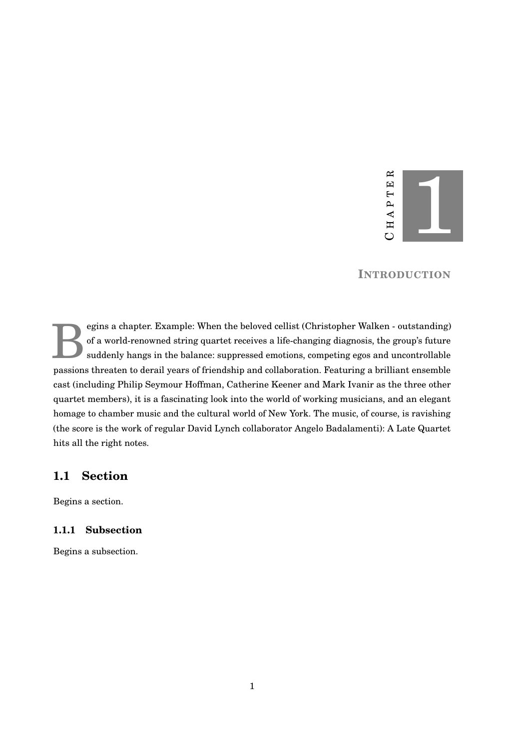# Chapter 1

## Introduction

Begins a chapter. Example: When the beloved cellist (Christopher Walken - outstanding) of a world-renowned string quartet receives a life-changing diagnosis, the group's future suddenly hangs in the balance: suppressed emotions, competing egos and uncontrollable passions threaten to derail years of friendship and collaboration. Featuring a brilliant ensemble cast (including Philip Seymour Hoffman, Catherine Keener and Mark Ivanir as the three other quartet members), it is a fascinating look into the world of working musicians, and an elegant homage to chamber music and the cultural world of New York. The music, of course, is ravishing (the score is the work of regular David Lynch collaborator Angelo Badalamenti): A Late Quartet hits all the right notes.

## 1.1 Section

Begins a section.

### 1.1.1 Subsection

Begins a subsection.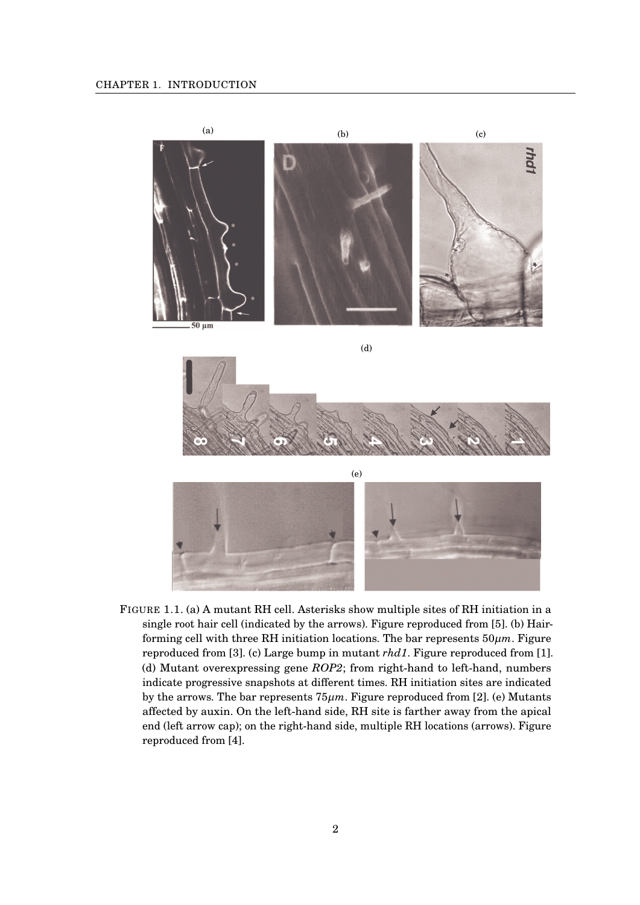FIGURE 1.1. (a) A mutant RH cell. Asterisks show multiple sites of RH initiation in a single root hair cell (indicated by the arrows). Figure reproduced from [5]. (b) Hair-forming cell with three RH initiation locations. The bar represents $50\mu m$. Figure reproduced from [3]. (c) Large bump in mutant *rhd1*. Figure reproduced from [1]. (d) Mutant overexpressing gene *ROP2*; from right-hand to left-hand, numbers indicate progressive snapshots at different times. RH initiation sites are indicated by the arrows. The bar represents $75\mu m$. Figure reproduced from [2]. (e) Mutants affected by auxin. On the left-hand side, RH site is farther away from the apical end (left arrow cap); on the right-hand side, multiple RH locations (arrows). Figure reproduced from [4].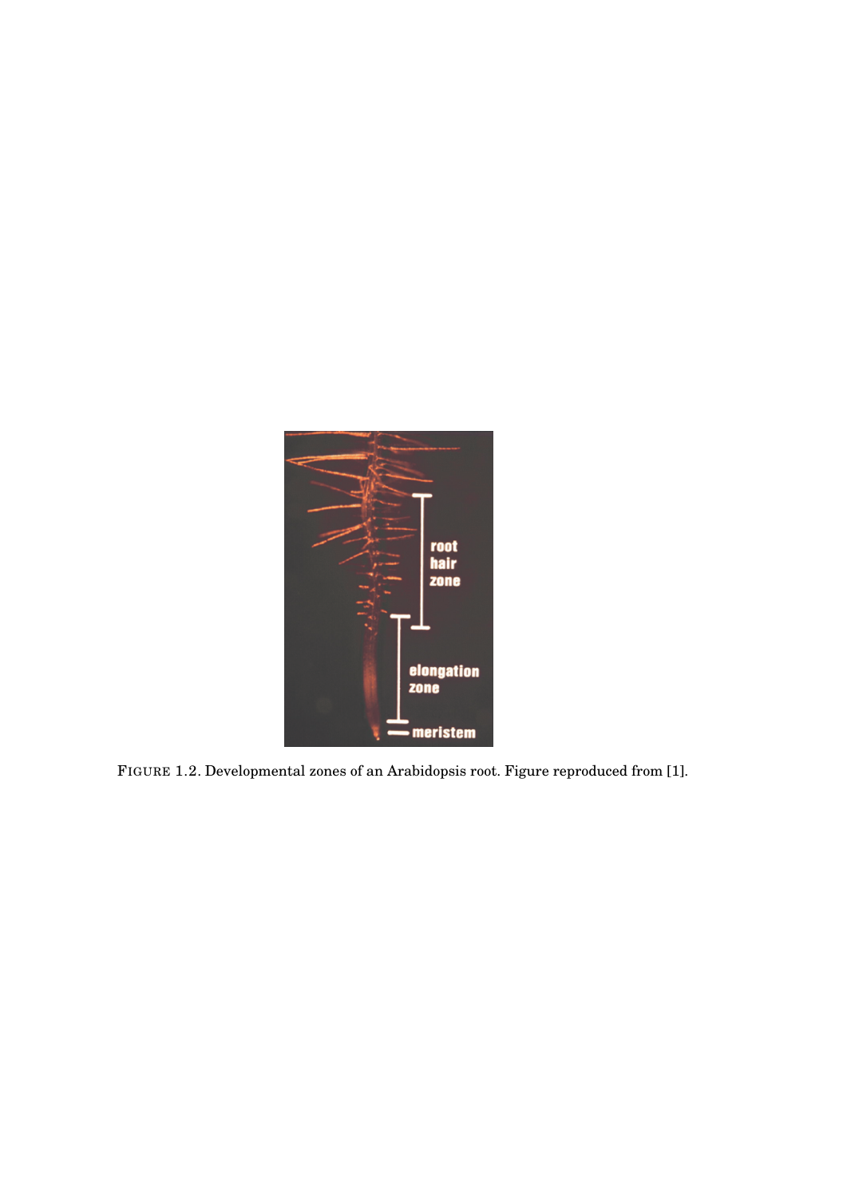FIGURE 1.2. Developmental zones of an Arabidopsis root. Figure reproduced from [1].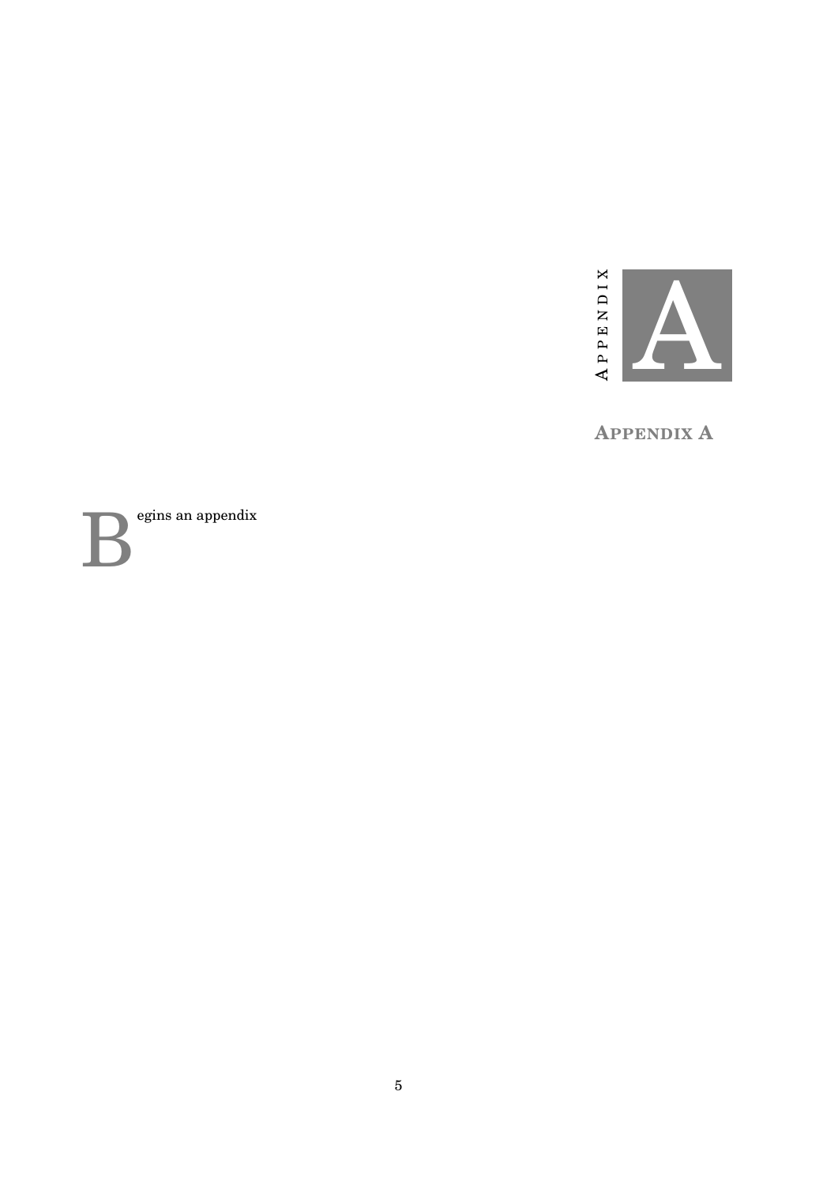# APPENDIX A

Begins an appendix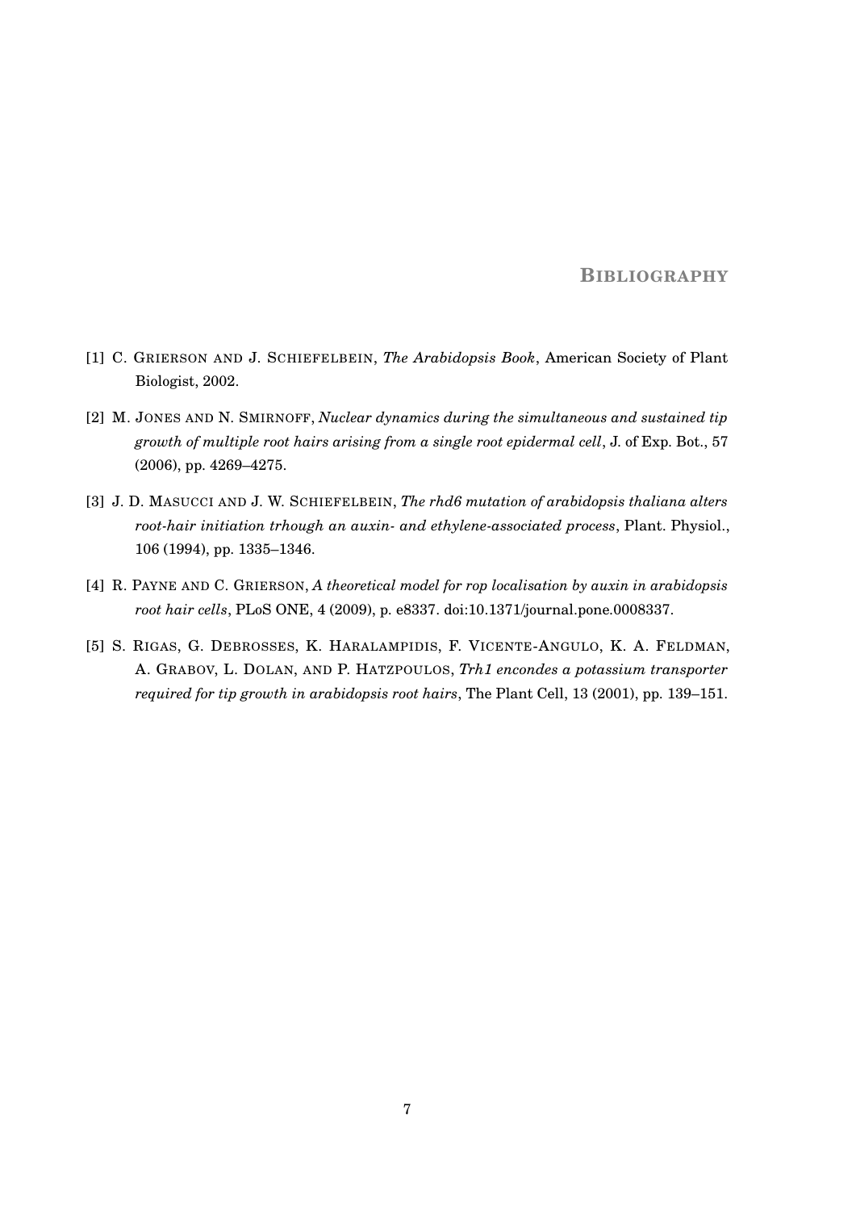# BIBLIOGRAPHY

[1] C. GRIERSON AND J. SCHIEFELBEIN, *The Arabidopsis Book*, American Society of Plant Biologist, 2002.

[2] M. JONES AND N. SMIRNOFF, *Nuclear dynamics during the simultaneous and sustained tip growth of multiple root hairs arising from a single root epidermal cell*, J. of Exp. Bot., 57 (2006), pp. 4269–4275.

[3] J. D. MASUCCI AND J. W. SCHIEFELBEIN, *The rhd6 mutation of arabidopsis thaliana alters root-hair initiation trhough an auxin- and ethylene-associated process*, Plant. Physiol., 106 (1994), pp. 1335–1346.

[4] R. PAYNE AND C. GRIERSON, *A theoretical model for rop localisation by auxin in arabidopsis root hair cells*, PLoS ONE, 4 (2009), p. e8337. doi:10.1371/journal.pone.0008337.

[5] S. RIGAS, G. DEBROSSES, K. HARALAMPIDIS, F. VICENTE-ANGULO, K. A. FELDMAN, A. GRABOV, L. DOLAN, AND P. HATZPOULOS, *Trh1 encondes a potassium transporter required for tip growth in arabidopsis root hairs*, The Plant Cell, 13 (2001), pp. 139–151.